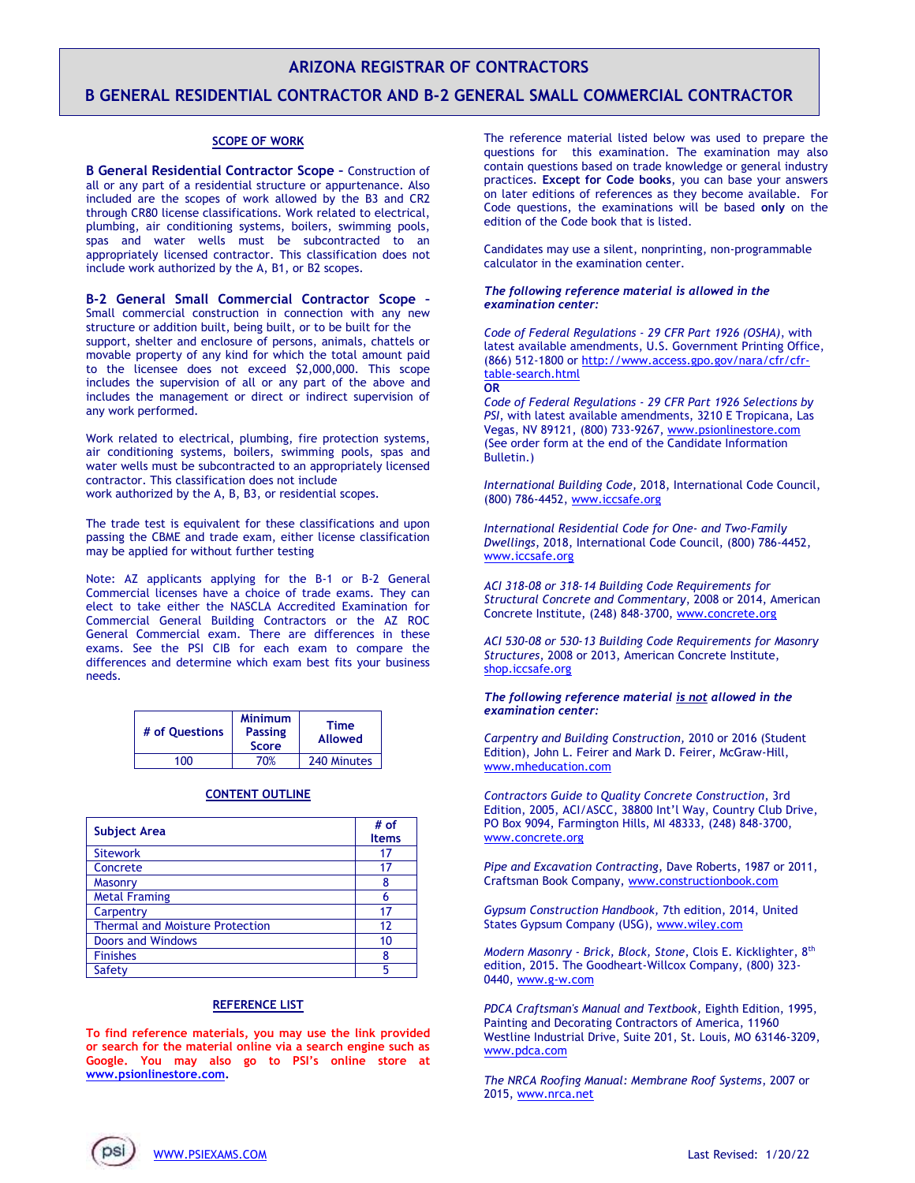# ARIZONA REGISTRAR OF CONTRACTORS

## B GENERAL RESIDENTIAL CONTRACTOR AND B-2 GENERAL SMALL COMMERCIAL CONTRACTOR

### SCOPE OF WORK

**B General Residential Contractor Scope –** Construction of all or any part of a residential structure or appurtenance. Also included are the scopes of work allowed by the B3 and CR2 through CR80 license classifications. Work related to electrical, plumbing, air conditioning systems, boilers, swimming pools, spas and water wells must be subcontracted to an appropriately licensed contractor. This classification does not include work authorized by the A, B1, or B2 scopes.

**B-2 General Small Commercial Contractor Scope –** Small commercial construction in connection with any new structure or addition built, being built, or to be built for the support, shelter and enclosure of persons, animals, chattels or movable property of any kind for which the total amount paid to the licensee does not exceed $2,000,000. This scope includes the supervision of all or any part of the above and includes the management or direct or indirect supervision of any work performed.

Work related to electrical, plumbing, fire protection systems, air conditioning systems, boilers, swimming pools, spas and water wells must be subcontracted to an appropriately licensed contractor. This classification does not include work authorized by the A, B, B3, or residential scopes.

The trade test is equivalent for these classifications and upon passing the CBME and trade exam, either license classification may be applied for without further testing

Note: AZ applicants applying for the B-1 or B-2 General Commercial licenses have a choice of trade exams. They can elect to take either the NASCLA Accredited Examination for Commercial General Building Contractors or the AZ ROC General Commercial exam. There are differences in these exams. See the PSI CIB for each exam to compare the differences and determine which exam best fits your business needs.

| # of Questions | Minimum Passing Score | Time Allowed |
|---|---|---|
| 100 | 70% | 240 Minutes |

### CONTENT OUTLINE

| Subject Area | # of Items |
|---|---|
| Sitework | 17 |
| Concrete | 17 |
| Masonry | 8 |
| Metal Framing | 6 |
| Carpentry | 17 |
| Thermal and Moisture Protection | 12 |
| Doors and Windows | 10 |
| Finishes | 8 |
| Safety | 5 |

### REFERENCE LIST

**To find reference materials, you may use the link provided or search for the material online via a search engine such as Google. You may also go to PSI's online store at www.psionlinestore.com.**

The reference material listed below was used to prepare the questions for this examination. The examination may also contain questions based on trade knowledge or general industry practices. **Except for Code books**, you can base your answers on later editions of references as they become available. For Code questions, the examinations will be based **only** on the edition of the Code book that is listed.

Candidates may use a silent, nonprinting, non-programmable calculator in the examination center.

***The following reference material is allowed in the examination center:***

*Code of Federal Regulations - 29 CFR Part 1926 (OSHA)*, with latest available amendments, U.S. Government Printing Office, (866) 512-1800 or http://www.access.gpo.gov/nara/cfr/cfr-table-search.html

**OR**

*Code of Federal Regulations - 29 CFR Part 1926 Selections by PSI*, with latest available amendments, 3210 E Tropicana, Las Vegas, NV 89121, (800) 733-9267, www.psionlinestore.com (See order form at the end of the Candidate Information Bulletin.)

*International Building Code*, 2018, International Code Council, (800) 786-4452, www.iccsafe.org

*International Residential Code for One- and Two-Family Dwellings*, 2018, International Code Council, (800) 786-4452, www.iccsafe.org

*ACI 318-08 or 318-14 Building Code Requirements for Structural Concrete and Commentary*, 2008 or 2014, American Concrete Institute, (248) 848-3700, www.concrete.org

*ACI 530-08 or 530-13 Building Code Requirements for Masonry Structures*, 2008 or 2013, American Concrete Institute, shop.iccsafe.org

***The following reference material is not allowed in the examination center:***

*Carpentry and Building Construction*, 2010 or 2016 (Student Edition), John L. Feirer and Mark D. Feirer, McGraw-Hill, www.mheducation.com

*Contractors Guide to Quality Concrete Construction*, 3rd Edition, 2005, ACI/ASCC, 38800 Int'l Way, Country Club Drive, PO Box 9094, Farmington Hills, MI 48333, (248) 848-3700, www.concrete.org

*Pipe and Excavation Contracting*, Dave Roberts, 1987 or 2011, Craftsman Book Company, www.constructionbook.com

*Gypsum Construction Handbook*, 7th edition, 2014, United States Gypsum Company (USG), www.wiley.com

*Modern Masonry - Brick, Block, Stone*, Clois E. Kicklighter, 8th edition, 2015. The Goodheart-Willcox Company, (800) 323-0440, www.g-w.com

*PDCA Craftsman's Manual and Textbook*, Eighth Edition, 1995, Painting and Decorating Contractors of America, 11960 Westline Industrial Drive, Suite 201, St. Louis, MO 63146-3209, www.pdca.com

*The NRCA Roofing Manual: Membrane Roof Systems*, 2007 or 2015, www.nrca.net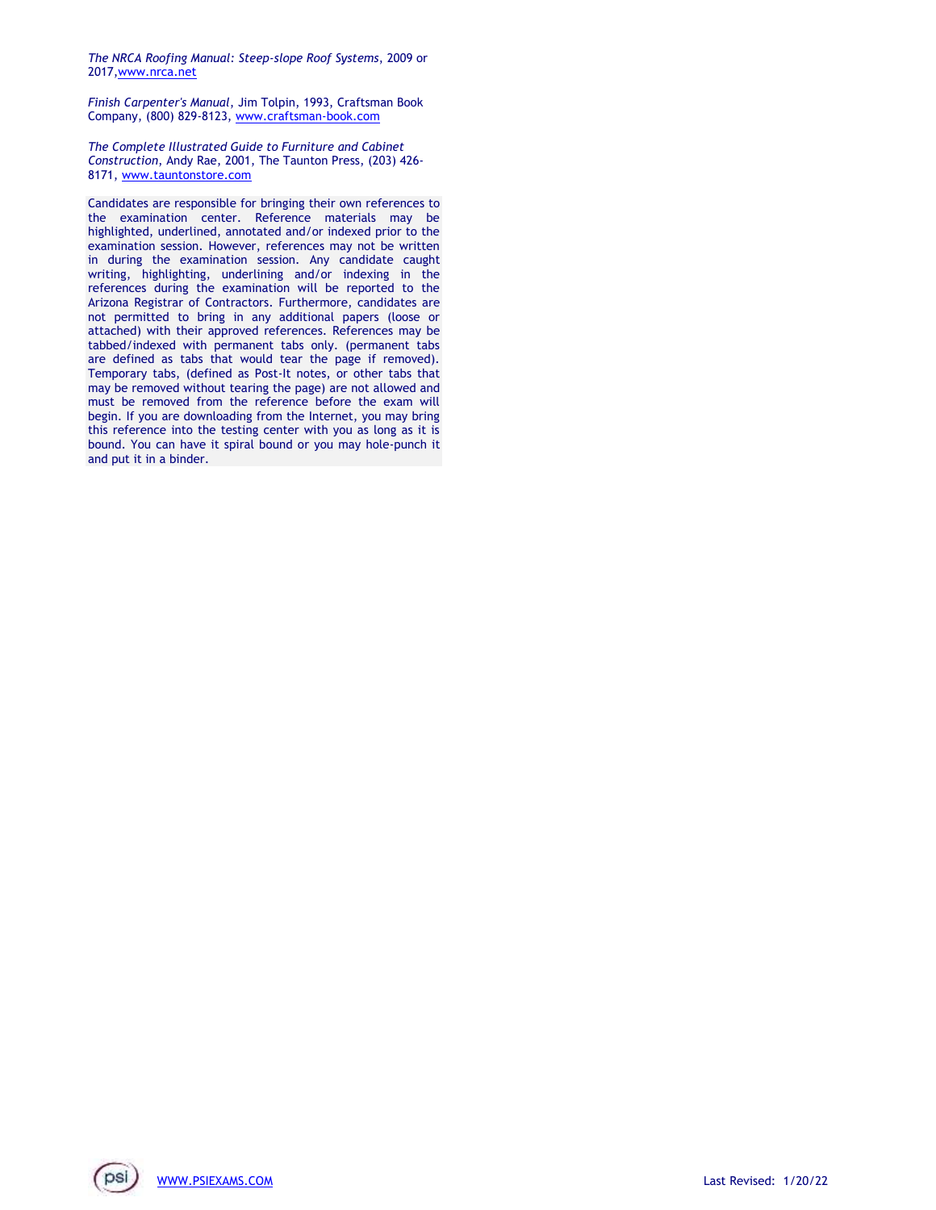*The NRCA Roofing Manual: Steep-slope Roof Systems*, 2009 or 2017,www.nrca.net

*Finish Carpenter's Manual*, Jim Tolpin, 1993, Craftsman Book Company, (800) 829-8123, www.craftsman-book.com

*The Complete Illustrated Guide to Furniture and Cabinet Construction*, Andy Rae, 2001, The Taunton Press, (203) 426-8171, www.tauntonstore.com

Candidates are responsible for bringing their own references to the examination center. Reference materials may be highlighted, underlined, annotated and/or indexed prior to the examination session. However, references may not be written in during the examination session. Any candidate caught writing, highlighting, underlining and/or indexing in the references during the examination will be reported to the Arizona Registrar of Contractors. Furthermore, candidates are not permitted to bring in any additional papers (loose or attached) with their approved references. References may be tabbed/indexed with permanent tabs only. (permanent tabs are defined as tabs that would tear the page if removed). Temporary tabs, (defined as Post-It notes, or other tabs that may be removed without tearing the page) are not allowed and must be removed from the reference before the exam will begin. If you are downloading from the Internet, you may bring this reference into the testing center with you as long as it is bound. You can have it spiral bound or you may hole-punch it and put it in a binder.